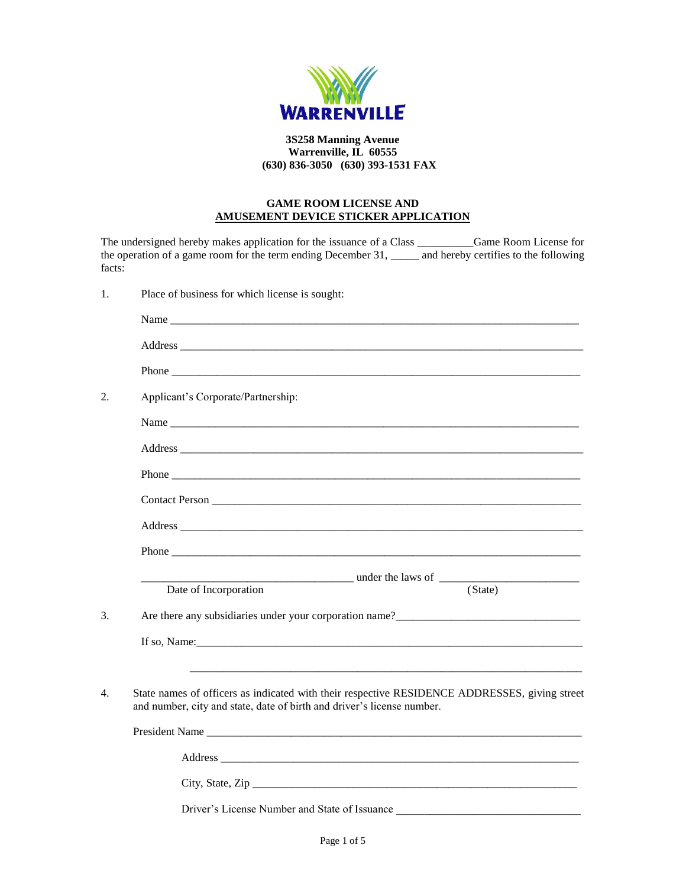**WARRENVILLE**

**3S258 Manning Avenue**
**Warrenville, IL 60555**
**(630) 836-3050 (630) 393-1531 FAX**

**GAME ROOM LICENSE AND**
**AMUSEMENT DEVICE STICKER APPLICATION**

The undersigned hereby makes application for the issuance of a Class __________Game Room License for the operation of a game room for the term ending December 31, _____ and hereby certifies to the following facts:

1. Place of business for which license is sought:

   Name ______________________________________________________________________

   Address ____________________________________________________________________

   Phone ______________________________________________________________________

2. Applicant's Corporate/Partnership:

   Name ______________________________________________________________________

   Address ____________________________________________________________________

   Phone ______________________________________________________________________

   Contact Person ______________________________________________________________

   Address ____________________________________________________________________

   Phone ______________________________________________________________________

   ____________________________________ under the laws of ________________________
   Date of Incorporation (State)

3. Are there any subsidiaries under your corporation name?________________________________

   If so, Name:_________________________________________________________________

   _________________________________________________________________

4. State names of officers as indicated with their respective RESIDENCE ADDRESSES, giving street and number, city and state, date of birth and driver's license number.

   President Name ______________________________________________________________

   Address ____________________________________________________________

   City, State, Zip ______________________________________________________

   Driver's License Number and State of Issuance ______________________________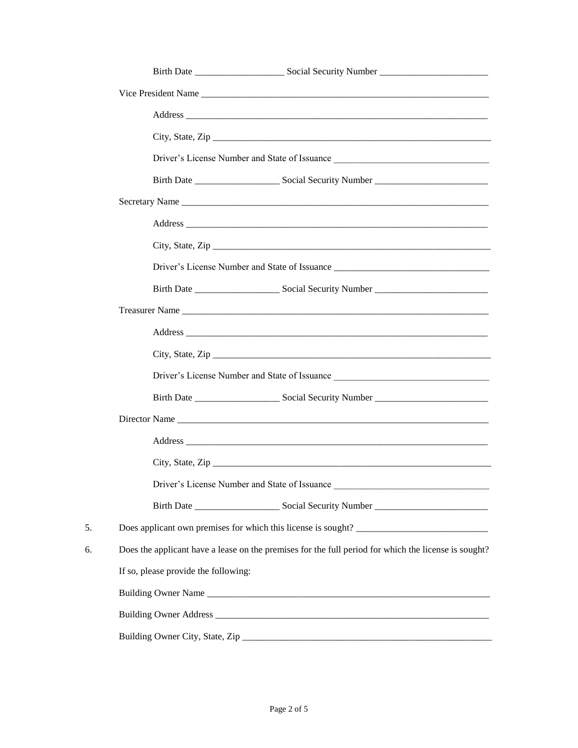Birth Date ___________________ Social Security Number _______________________

Vice President Name _______________________________________________________________

Address _______________________________________________________________

City, State, Zip _______________________________________________________________

Driver's License Number and State of Issuance _________________________________

Birth Date __________________ Social Security Number ________________________

Secretary Name _______________________________________________________________

Address _______________________________________________________________

City, State, Zip _______________________________________________________________

Driver's License Number and State of Issuance _________________________________

Birth Date __________________ Social Security Number ________________________

Treasurer Name _______________________________________________________________

Address _______________________________________________________________

City, State, Zip _______________________________________________________________

Driver's License Number and State of Issuance _________________________________

Birth Date __________________ Social Security Number ________________________

Director Name _______________________________________________________________

Address _______________________________________________________________

City, State, Zip _______________________________________________________________

Driver's License Number and State of Issuance _________________________________

Birth Date __________________ Social Security Number ________________________

5. Does applicant own premises for which this license is sought? ____________________________

6. Does the applicant have a lease on the premises for the full period for which the license is sought?

   If so, please provide the following:

   Building Owner Name _______________________________________________________________

   Building Owner Address ____________________________________________________________

   Building Owner City, State, Zip _______________________________________________________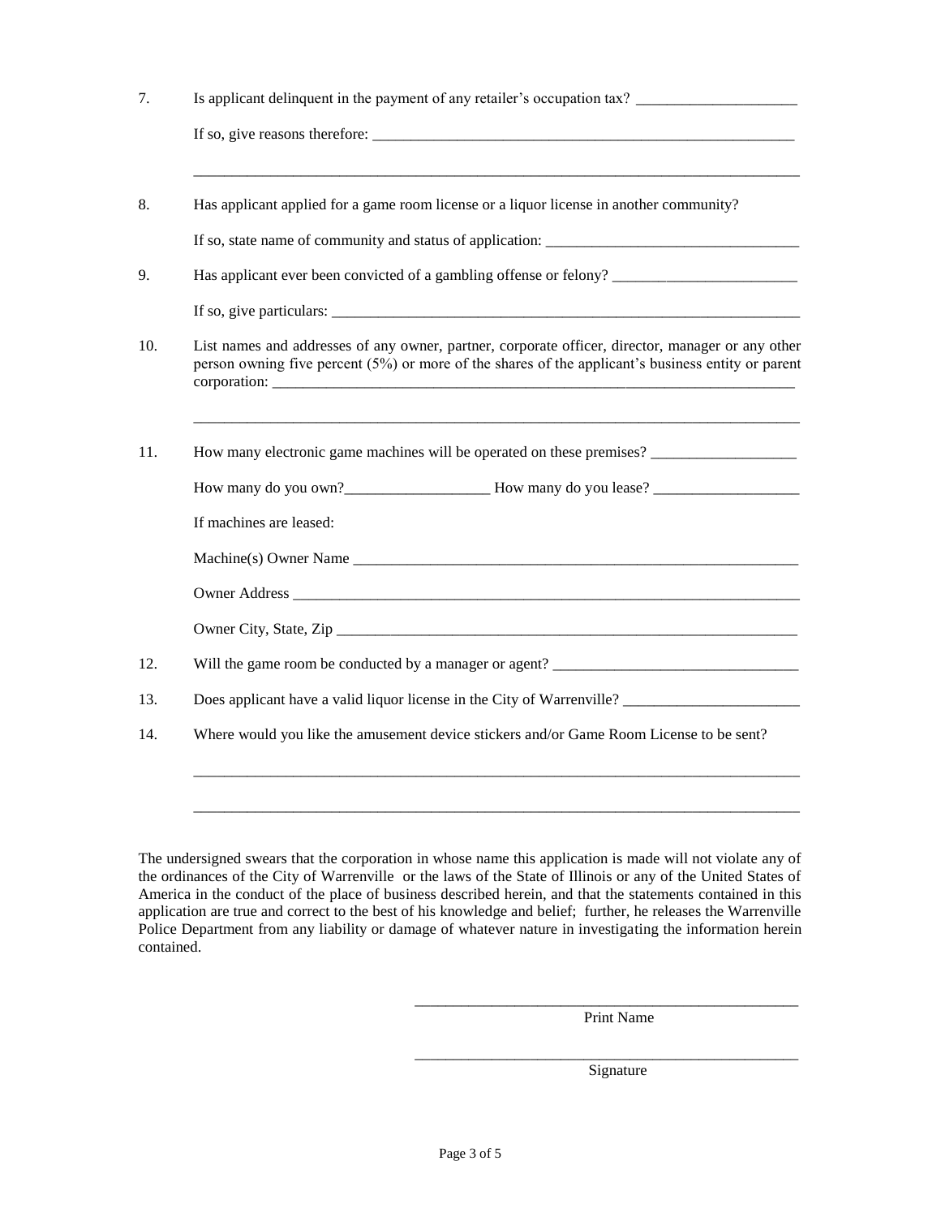7. Is applicant delinquent in the payment of any retailer's occupation tax? _____________________

   If so, give reasons therefore: _______________________________________________________

   ________________________________________________________________________________

8. Has applicant applied for a game room license or a liquor license in another community?

   If so, state name of community and status of application: ________________________________

9. Has applicant ever been convicted of a gambling offense or felony? ________________________

   If so, give particulars: ____________________________________________________________

10. List names and addresses of any owner, partner, corporate officer, director, manager or any other person owning five percent (5%) or more of the shares of the applicant's business entity or parent corporation: ____________________________________________________________________

    ________________________________________________________________________________

11. How many electronic game machines will be operated on these premises? ___________________

    How many do you own?___________________ How many do you lease? ___________________

    If machines are leased:

    Machine(s) Owner Name ____________________________________________________________

    Owner Address ___________________________________________________________________

    Owner City, State, Zip ______________________________________________________________

12. Will the game room be conducted by a manager or agent? ________________________________

13. Does applicant have a valid liquor license in the City of Warrenville? _______________________

14. Where would you like the amusement device stickers and/or Game Room License to be sent?

    ________________________________________________________________________________

    ________________________________________________________________________________

The undersigned swears that the corporation in whose name this application is made will not violate any of the ordinances of the City of Warrenville or the laws of the State of Illinois or any of the United States of America in the conduct of the place of business described herein, and that the statements contained in this application are true and correct to the best of his knowledge and belief; further, he releases the Warrenville Police Department from any liability or damage of whatever nature in investigating the information herein contained.

____________________________________________________
Print Name

____________________________________________________
Signature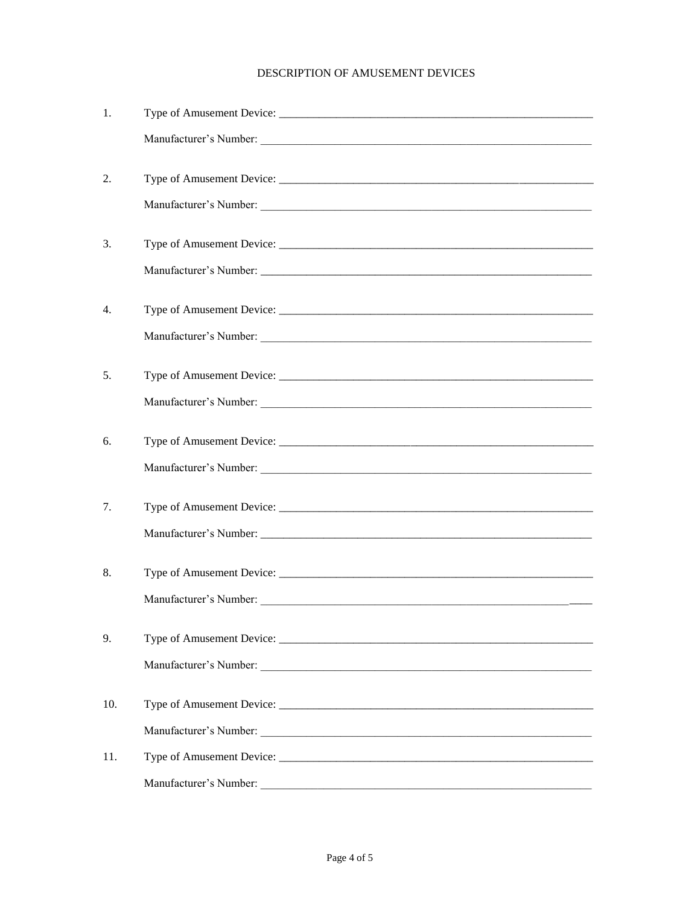# DESCRIPTION OF AMUSEMENT DEVICES

1. Type of Amusement Device: ____________________________________________________________

   Manufacturer's Number: ____________________________________________________________

2. Type of Amusement Device: ____________________________________________________________

   Manufacturer's Number: ____________________________________________________________

3. Type of Amusement Device: ____________________________________________________________

   Manufacturer's Number: ____________________________________________________________

4. Type of Amusement Device: ____________________________________________________________

   Manufacturer's Number: ____________________________________________________________

5. Type of Amusement Device: ____________________________________________________________

   Manufacturer's Number: ____________________________________________________________

6. Type of Amusement Device: ____________________________________________________________

   Manufacturer's Number: ____________________________________________________________

7. Type of Amusement Device: ____________________________________________________________

   Manufacturer's Number: ____________________________________________________________

8. Type of Amusement Device: ____________________________________________________________

   Manufacturer's Number: ____________________________________________________________

9. Type of Amusement Device: ____________________________________________________________

   Manufacturer's Number: ____________________________________________________________

10. Type of Amusement Device: ____________________________________________________________

    Manufacturer's Number: ____________________________________________________________

11. Type of Amusement Device: ____________________________________________________________

    Manufacturer's Number: ____________________________________________________________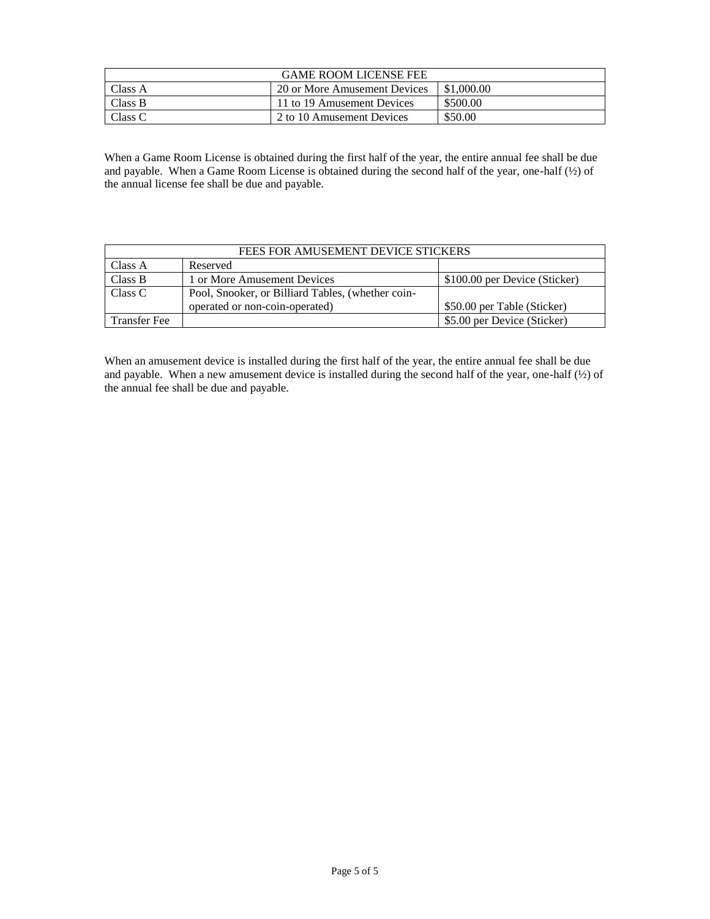| GAME ROOM LICENSE FEE | | |
|---|---|---|
| Class A | 20 or More Amusement Devices | $1,000.00 |
| Class B | 11 to 19 Amusement Devices | $500.00 |
| Class C | 2 to 10 Amusement Devices | $50.00 |

When a Game Room License is obtained during the first half of the year, the entire annual fee shall be due and payable. When a Game Room License is obtained during the second half of the year, one-half (½) of the annual license fee shall be due and payable.

| FEES FOR AMUSEMENT DEVICE STICKERS | | |
|---|---|---|
| Class A | Reserved | |
| Class B | 1 or More Amusement Devices | $100.00 per Device (Sticker) |
| Class C | Pool, Snooker, or Billiard Tables, (whether coin-operated or non-coin-operated) | $50.00 per Table (Sticker) |
| Transfer Fee | | $5.00 per Device (Sticker) |

When an amusement device is installed during the first half of the year, the entire annual fee shall be due and payable. When a new amusement device is installed during the second half of the year, one-half (½) of the annual fee shall be due and payable.